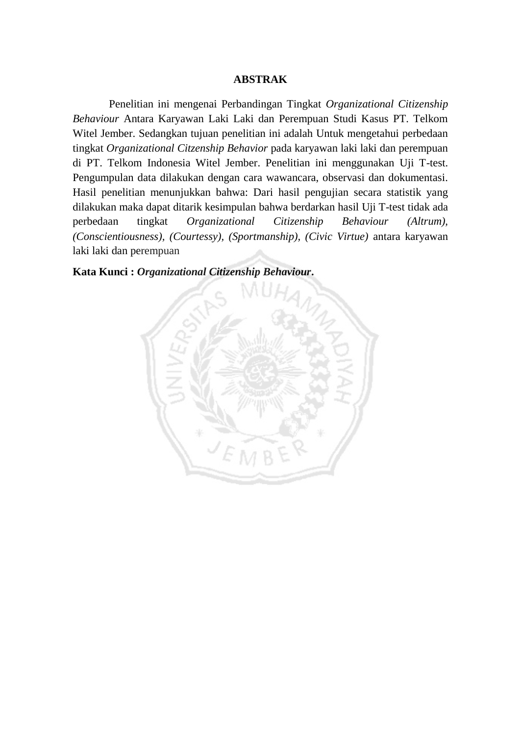# ABSTRAK

Penelitian ini mengenai Perbandingan Tingkat *Organizational Citizenship Behaviour* Antara Karyawan Laki Laki dan Perempuan Studi Kasus PT. Telkom Witel Jember. Sedangkan tujuan penelitian ini adalah Untuk mengetahui perbedaan tingkat *Organizational Citzenship Behavior* pada karyawan laki laki dan perempuan di PT. Telkom Indonesia Witel Jember. Penelitian ini menggunakan Uji T-test. Pengumpulan data dilakukan dengan cara wawancara, observasi dan dokumentasi. Hasil penelitian menunjukkan bahwa: Dari hasil pengujian secara statistik yang dilakukan maka dapat ditarik kesimpulan bahwa berdarkan hasil Uji T-test tidak ada perbedaan tingkat *Organizational Citizenship Behaviour (Altrum), (Conscientiousness), (Courtessy), (Sportmanship), (Civic Virtue)* antara karyawan laki laki dan perempuan

**Kata Kunci :** ***Organizational Citizenship Behaviour*.**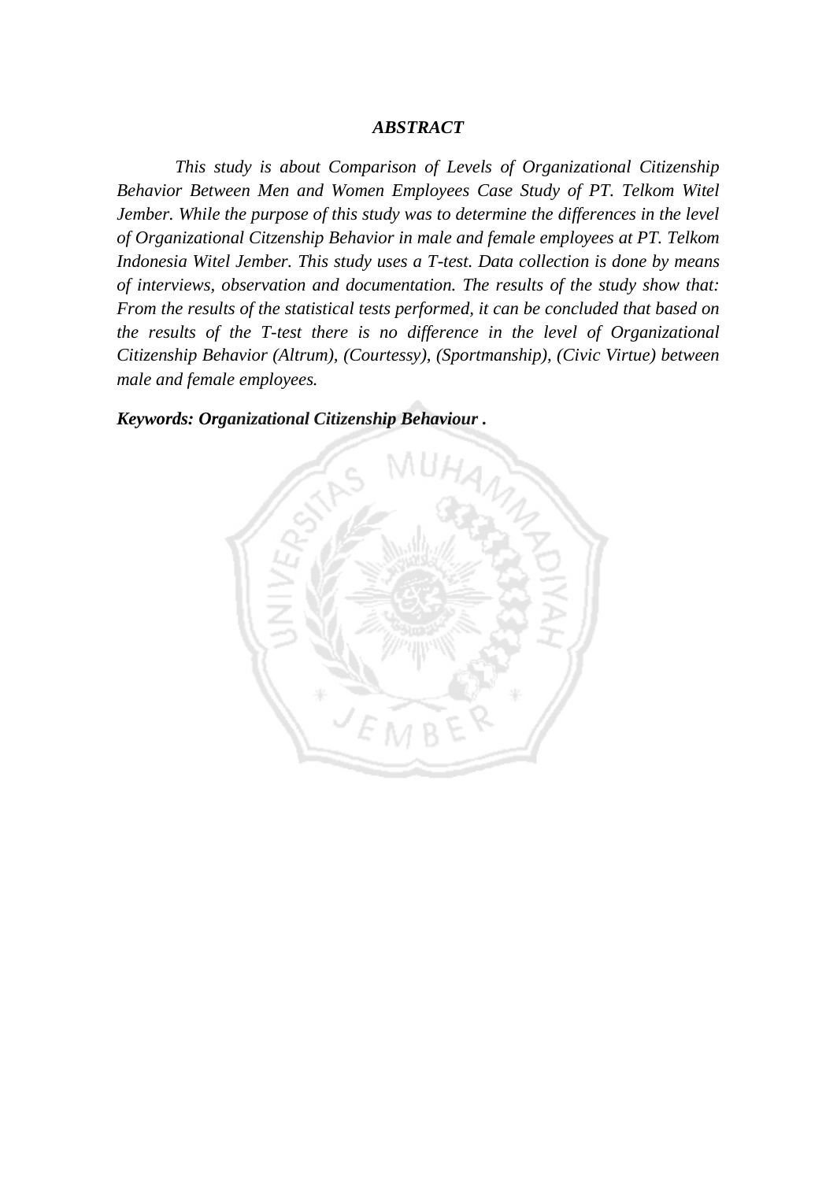### *ABSTRACT*

*This study is about Comparison of Levels of Organizational Citizenship Behavior Between Men and Women Employees Case Study of PT. Telkom Witel Jember. While the purpose of this study was to determine the differences in the level of Organizational Citzenship Behavior in male and female employees at PT. Telkom Indonesia Witel Jember. This study uses a T-test. Data collection is done by means of interviews, observation and documentation. The results of the study show that: From the results of the statistical tests performed, it can be concluded that based on the results of the T-test there is no difference in the level of Organizational Citizenship Behavior (Altrum), (Courtessy), (Sportmanship), (Civic Virtue) between male and female employees.*

***Keywords: Organizational Citizenship Behaviour .***